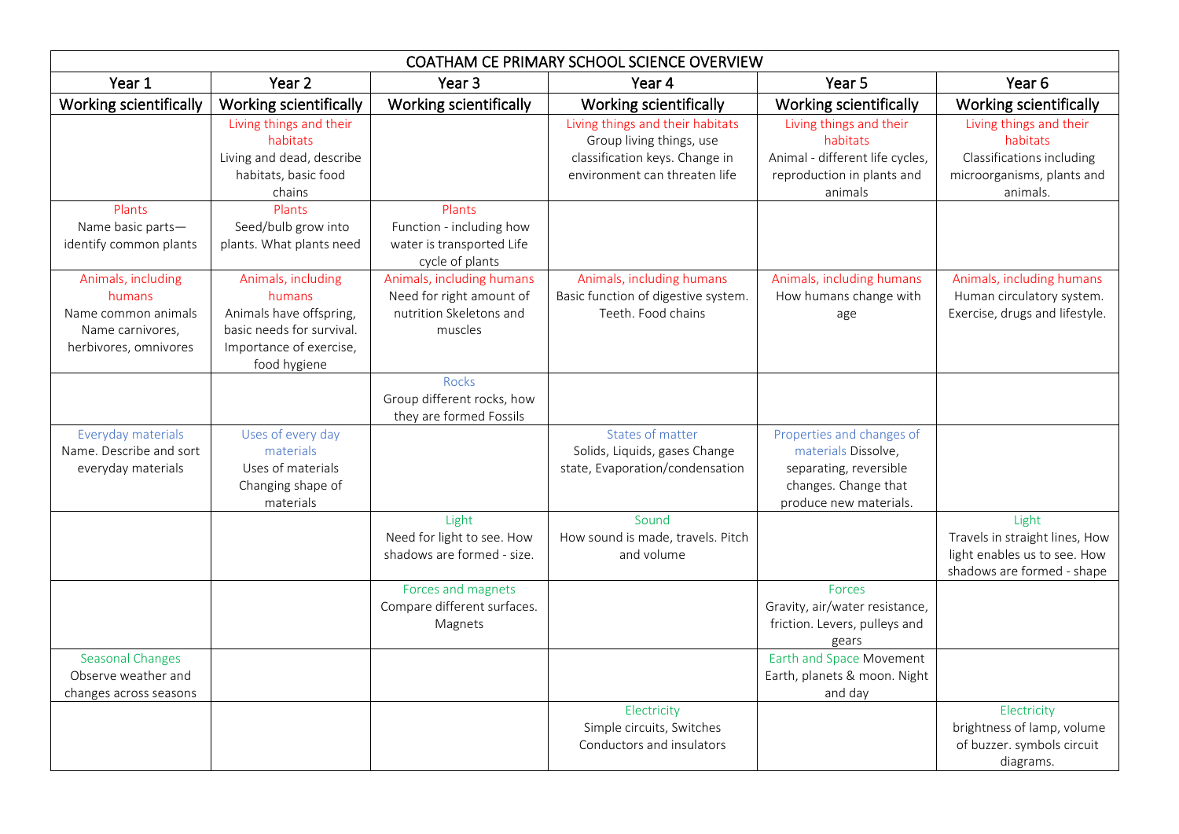| COATHAM CE PRIMARY SCHOOL SCIENCE OVERVIEW | | | | | |
|---|---|---|---|---|---|
| Year 1 | Year 2 | Year 3 | Year 4 | Year 5 | Year 6 |
| Working scientifically | Working scientifically | Working scientifically | Working scientifically | Working scientifically | Working scientifically |
| | Living things and their habitats<br>Living and dead, describe habitats, basic food chains | | Living things and their habitats<br>Group living things, use classification keys. Change in environment can threaten life | Living things and their habitats<br>Animal - different life cycles, reproduction in plants and animals | Living things and their habitats<br>Classifications including microorganisms, plants and animals. |
| Plants<br>Name basic parts—identify common plants | Plants<br>Seed/bulb grow into plants. What plants need | Plants<br>Function - including how water is transported Life cycle of plants | | | |
| Animals, including humans<br>Name common animals Name carnivores, herbivores, omnivores | Animals, including humans<br>Animals have offspring, basic needs for survival. Importance of exercise, food hygiene | Animals, including humans<br>Need for right amount of nutrition Skeletons and muscles | Animals, including humans<br>Basic function of digestive system. Teeth. Food chains | Animals, including humans<br>How humans change with age | Animals, including humans<br>Human circulatory system. Exercise, drugs and lifestyle. |
| | | Rocks<br>Group different rocks, how they are formed Fossils | | | |
| Everyday materials<br>Name. Describe and sort everyday materials | Uses of every day materials<br>Uses of materials Changing shape of materials | | States of matter<br>Solids, Liquids, gases Change state, Evaporation/condensation | Properties and changes of materials Dissolve, separating, reversible changes. Change that produce new materials. | |
| | | Light<br>Need for light to see. How shadows are formed - size. | Sound<br>How sound is made, travels. Pitch and volume | | Light<br>Travels in straight lines, How light enables us to see. How shadows are formed - shape |
| | | Forces and magnets<br>Compare different surfaces. Magnets | | Forces<br>Gravity, air/water resistance, friction. Levers, pulleys and gears | |
| Seasonal Changes<br>Observe weather and changes across seasons | | | | Earth and Space Movement Earth, planets & moon. Night and day | |
| | | | Electricity<br>Simple circuits, Switches Conductors and insulators | | Electricity<br>brightness of lamp, volume of buzzer. symbols circuit diagrams. |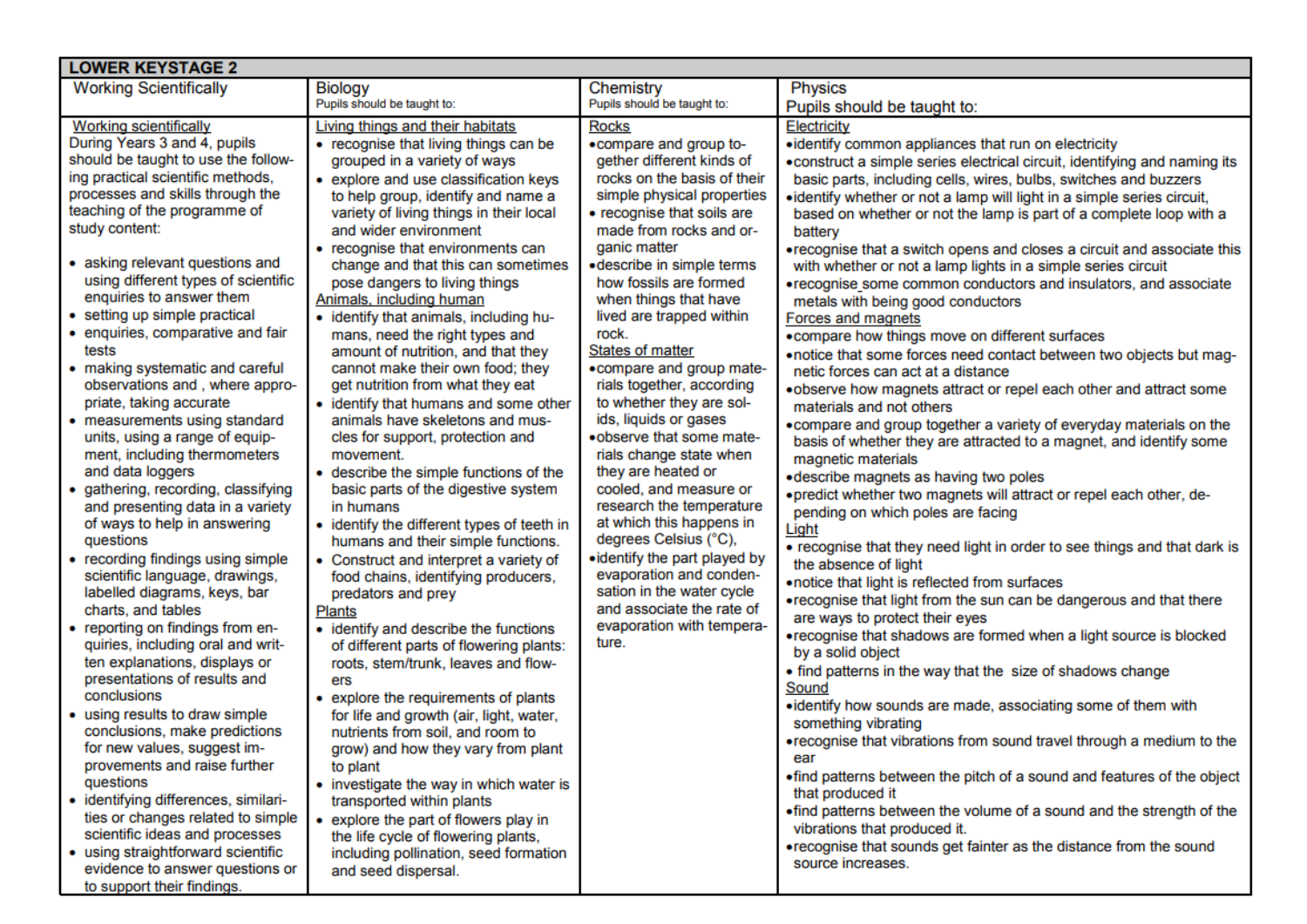| LOWER KEYSTAGE 2 | | | |
|---|---|---|---|
| Working Scientifically | Biology<br>Pupils should be taught to: | Chemistry<br>Pupils should be taught to: | Physics<br>Pupils should be taught to: |
| <u>Working scientifically</u><br>During Years 3 and 4, pupils should be taught to use the following practical scientific methods, processes and skills through the teaching of the programme of study content:<br><br>• asking relevant questions and using different types of scientific enquiries to answer them<br>• setting up simple practical<br>• enquiries, comparative and fair tests<br>• making systematic and careful observations and , where appropriate, taking accurate<br>• measurements using standard units, using a range of equipment, including thermometers and data loggers<br>• gathering, recording, classifying and presenting data in a variety of ways to help in answering questions<br>• recording findings using simple scientific language, drawings, labelled diagrams, keys, bar charts, and tables<br>• reporting on findings from enquiries, including oral and written explanations, displays or presentations of results and conclusions<br>• using results to draw simple conclusions, make predictions for new values, suggest improvements and raise further questions<br>• identifying differences, similarities or changes related to simple scientific ideas and processes<br>• using straightforward scientific evidence to answer questions or to support their findings. | <u>Living things and their habitats</u><br>• recognise that living things can be grouped in a variety of ways<br>• explore and use classification keys to help group, identify and name a variety of living things in their local and wider environment<br>• recognise that environments can change and that this can sometimes pose dangers to living things<br><u>Animals, including human</u><br>• identify that animals, including humans, need the right types and amount of nutrition, and that they cannot make their own food; they get nutrition from what they eat<br>• identify that humans and some other animals have skeletons and muscles for support, protection and movement.<br>• describe the simple functions of the basic parts of the digestive system in humans<br>• identify the different types of teeth in humans and their simple functions.<br>• Construct and interpret a variety of food chains, identifying producers, predators and prey<br><u>Plants</u><br>• identify and describe the functions of different parts of flowering plants: roots, stem/trunk, leaves and flowers<br>• explore the requirements of plants for life and growth (air, light, water, nutrients from soil, and room to grow) and how they vary from plant to plant<br>• investigate the way in which water is transported within plants<br>• explore the part of flowers play in the life cycle of flowering plants, including pollination, seed formation and seed dispersal. | <u>Rocks</u><br>• compare and group together different kinds of rocks on the basis of their simple physical properties<br>• recognise that soils are made from rocks and organic matter<br>• describe in simple terms how fossils are formed when things that have lived are trapped within rock.<br><u>States of matter</u><br>• compare and group materials together, according to whether they are solids, liquids or gases<br>• observe that some materials change state when they are heated or cooled, and measure or research the temperature at which this happens in degrees Celsius (°C),<br>• identify the part played by evaporation and condensation in the water cycle and associate the rate of evaporation with temperature. | <u>Electricity</u><br>• identify common appliances that run on electricity<br>• construct a simple series electrical circuit, identifying and naming its basic parts, including cells, wires, bulbs, switches and buzzers<br>• identify whether or not a lamp will light in a simple series circuit, based on whether or not the lamp is part of a complete loop with a battery<br>• recognise that a switch opens and closes a circuit and associate this with whether or not a lamp lights in a simple series circuit<br>• recognise some common conductors and insulators, and associate metals with being good conductors<br><u>Forces and magnets</u><br>• compare how things move on different surfaces<br>• notice that some forces need contact between two objects but magnetic forces can act at a distance<br>• observe how magnets attract or repel each other and attract some materials and not others<br>• compare and group together a variety of everyday materials on the basis of whether they are attracted to a magnet, and identify some magnetic materials<br>• describe magnets as having two poles<br>• predict whether two magnets will attract or repel each other, depending on which poles are facing<br><u>Light</u><br>• recognise that they need light in order to see things and that dark is the absence of light<br>• notice that light is reflected from surfaces<br>• recognise that light from the sun can be dangerous and that there are ways to protect their eyes<br>• recognise that shadows are formed when a light source is blocked by a solid object<br>• find patterns in the way that the size of shadows change<br><u>Sound</u><br>• identify how sounds are made, associating some of them with something vibrating<br>• recognise that vibrations from sound travel through a medium to the ear<br>• find patterns between the pitch of a sound and features of the object that produced it<br>• find patterns between the volume of a sound and the strength of the vibrations that produced it.<br>• recognise that sounds get fainter as the distance from the sound source increases. |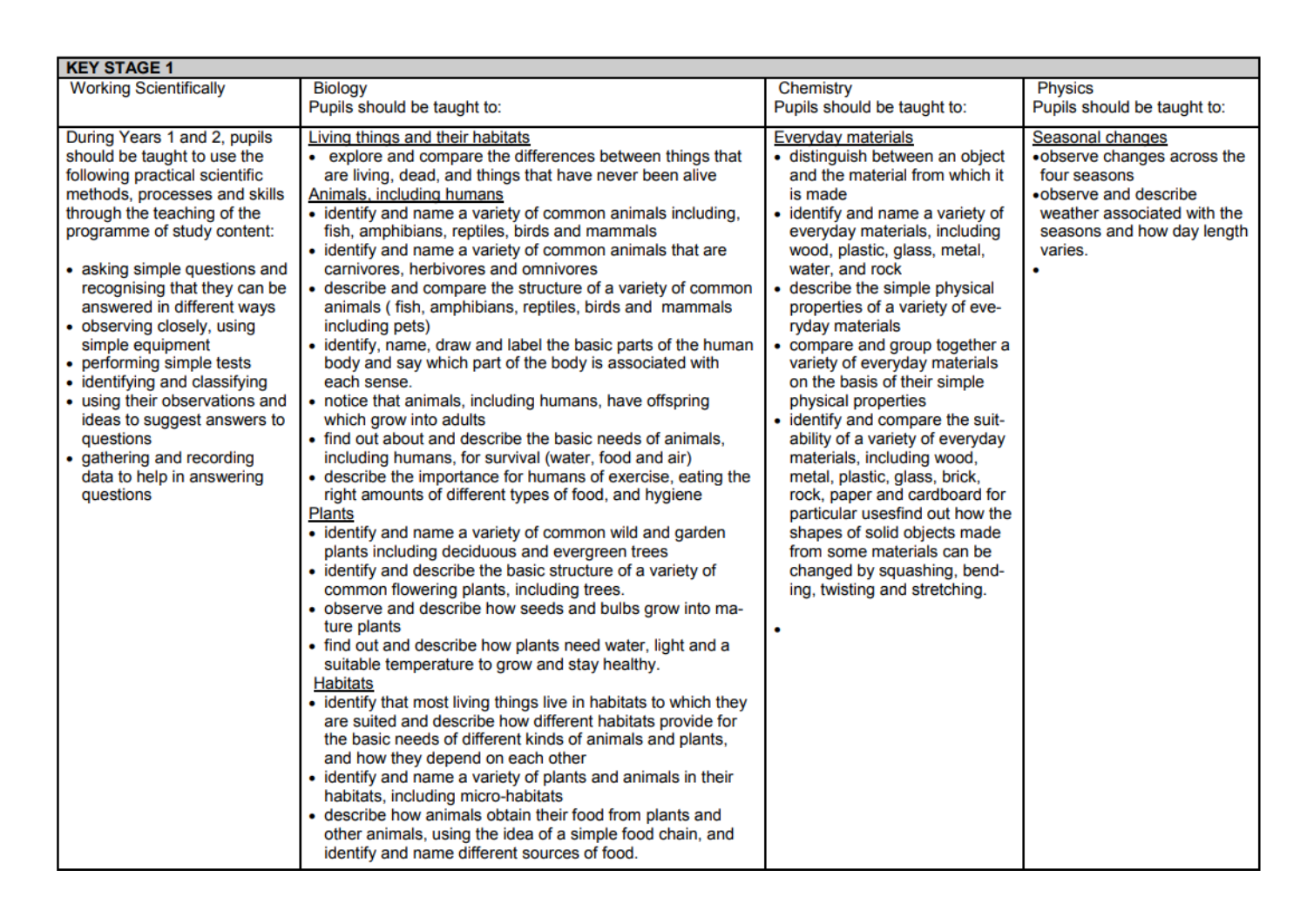| KEY STAGE 1 | | | |
|---|---|---|---|
| Working Scientifically | Biology<br>Pupils should be taught to: | Chemistry<br>Pupils should be taught to: | Physics<br>Pupils should be taught to: |
| During Years 1 and 2, pupils should be taught to use the following practical scientific methods, processes and skills through the teaching of the programme of study content:<br><br>• asking simple questions and recognising that they can be answered in different ways<br>• observing closely, using simple equipment<br>• performing simple tests<br>• identifying and classifying<br>• using their observations and ideas to suggest answers to questions<br>• gathering and recording data to help in answering questions | <u>Living things and their habitats</u><br>• explore and compare the differences between things that are living, dead, and things that have never been alive<br><u>Animals, including humans</u><br>• identify and name a variety of common animals including, fish, amphibians, reptiles, birds and mammals<br>• identify and name a variety of common animals that are carnivores, herbivores and omnivores<br>• describe and compare the structure of a variety of common animals ( fish, amphibians, reptiles, birds and mammals including pets)<br>• identify, name, draw and label the basic parts of the human body and say which part of the body is associated with each sense.<br>• notice that animals, including humans, have offspring which grow into adults<br>• find out about and describe the basic needs of animals, including humans, for survival (water, food and air)<br>• describe the importance for humans of exercise, eating the right amounts of different types of food, and hygiene<br><u>Plants</u><br>• identify and name a variety of common wild and garden plants including deciduous and evergreen trees<br>• identify and describe the basic structure of a variety of common flowering plants, including trees.<br>• observe and describe how seeds and bulbs grow into mature plants<br>• find out and describe how plants need water, light and a suitable temperature to grow and stay healthy.<br><u>Habitats</u><br>• identify that most living things live in habitats to which they are suited and describe how different habitats provide for the basic needs of different kinds of animals and plants, and how they depend on each other<br>• identify and name a variety of plants and animals in their habitats, including micro-habitats<br>• describe how animals obtain their food from plants and other animals, using the idea of a simple food chain, and identify and name different sources of food. | <u>Everyday materials</u><br>• distinguish between an object and the material from which it is made<br>• identify and name a variety of everyday materials, including wood, plastic, glass, metal, water, and rock<br>• describe the simple physical properties of a variety of everyday materials<br>• compare and group together a variety of everyday materials on the basis of their simple physical properties<br>• identify and compare the suitability of a variety of everyday materials, including wood, metal, plastic, glass, brick, rock, paper and cardboard for particular usesfind out how the shapes of solid objects made from some materials can be changed by squashing, bending, twisting and stretching.<br>• | <u>Seasonal changes</u><br>• observe changes across the four seasons<br>• observe and describe weather associated with the seasons and how day length varies.<br>• |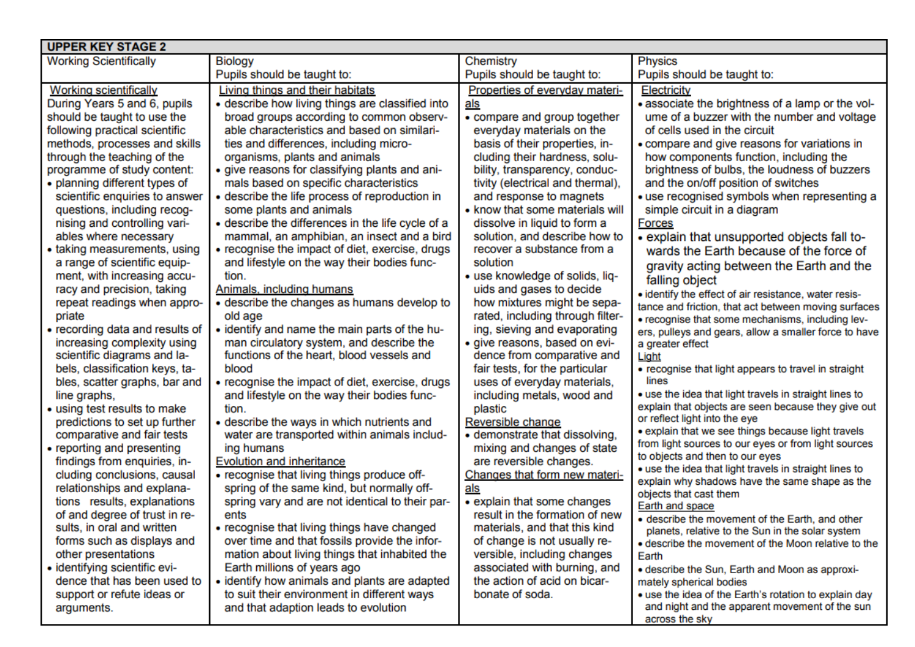| UPPER KEY STAGE 2 | | | |
|---|---|---|---|
| Working Scientifically | Biology<br>Pupils should be taught to: | Chemistry<br>Pupils should be taught to: | Physics<br>Pupils should be taught to: |
| <u>Working scientifically</u><br>During Years 5 and 6, pupils should be taught to use the following practical scientific methods, processes and skills through the teaching of the programme of study content:<br>• planning different types of scientific enquiries to answer questions, including recognising and controlling variables where necessary<br>• taking measurements, using a range of scientific equipment, with increasing accuracy and precision, taking repeat readings when appropriate<br>• recording data and results of increasing complexity using scientific diagrams and labels, classification keys, tables, scatter graphs, bar and line graphs,<br>• using test results to make predictions to set up further comparative and fair tests<br>• reporting and presenting findings from enquiries, including conclusions, causal relationships and explanations results, explanations of and degree of trust in results, in oral and written forms such as displays and other presentations<br>• identifying scientific evidence that has been used to support or refute ideas or arguments. | <u>Living things and their habitats</u><br>• describe how living things are classified into broad groups according to common observable characteristics and based on similarities and differences, including micro-organisms, plants and animals<br>• give reasons for classifying plants and animals based on specific characteristics<br>• describe the life process of reproduction in some plants and animals<br>• describe the differences in the life cycle of a mammal, an amphibian, an insect and a bird<br>• recognise the impact of diet, exercise, drugs and lifestyle on the way their bodies function.<br><u>Animals, including humans</u><br>• describe the changes as humans develop to old age<br>• identify and name the main parts of the human circulatory system, and describe the functions of the heart, blood vessels and blood<br>• recognise the impact of diet, exercise, drugs and lifestyle on the way their bodies function.<br>• describe the ways in which nutrients and water are transported within animals including humans<br><u>Evolution and inheritance</u><br>• recognise that living things produce offspring of the same kind, but normally offspring vary and are not identical to their parents<br>• recognise that living things have changed over time and that fossils provide the information about living things that inhabited the Earth millions of years ago<br>• identify how animals and plants are adapted to suit their environment in different ways and that adaption leads to evolution | <u>Properties of everyday materials</u><br>• compare and group together everyday materials on the basis of their properties, including their hardness, solubility, transparency, conductivity (electrical and thermal), and response to magnets<br>• know that some materials will dissolve in liquid to form a solution, and describe how to recover a substance from a solution<br>• use knowledge of solids, liquids and gases to decide how mixtures might be separated, including through filtering, sieving and evaporating<br>• give reasons, based on evidence from comparative and fair tests, for the particular uses of everyday materials, including metals, wood and plastic<br><u>Reversible change</u><br>• demonstrate that dissolving, mixing and changes of state are reversible changes.<br><u>Changes that form new materials</u><br>• explain that some changes result in the formation of new materials, and that this kind of change is not usually reversible, including changes associated with burning, and the action of acid on bicarbonate of soda. | <u>Electricity</u><br>• associate the brightness of a lamp or the volume of a buzzer with the number and voltage of cells used in the circuit<br>• compare and give reasons for variations in how components function, including the brightness of bulbs, the loudness of buzzers and the on/off position of switches<br>• use recognised symbols when representing a simple circuit in a diagram<br><u>Forces</u><br>• explain that unsupported objects fall towards the Earth because of the force of gravity acting between the Earth and the falling object<br>• identify the effect of air resistance, water resistance and friction, that act between moving surfaces<br>• recognise that some mechanisms, including levers, pulleys and gears, allow a smaller force to have a greater effect<br><u>Light</u><br>• recognise that light appears to travel in straight lines<br>• use the idea that light travels in straight lines to explain that objects are seen because they give out or reflect light into the eye<br>• explain that we see things because light travels from light sources to our eyes or from light sources to objects and then to our eyes<br>• use the idea that light travels in straight lines to explain why shadows have the same shape as the objects that cast them<br><u>Earth and space</u><br>• describe the movement of the Earth, and other planets, relative to the Sun in the solar system<br>• describe the movement of the Moon relative to the Earth<br>• describe the Sun, Earth and Moon as approximately spherical bodies<br>• use the idea of the Earth's rotation to explain day and night and the apparent movement of the sun across the sky |